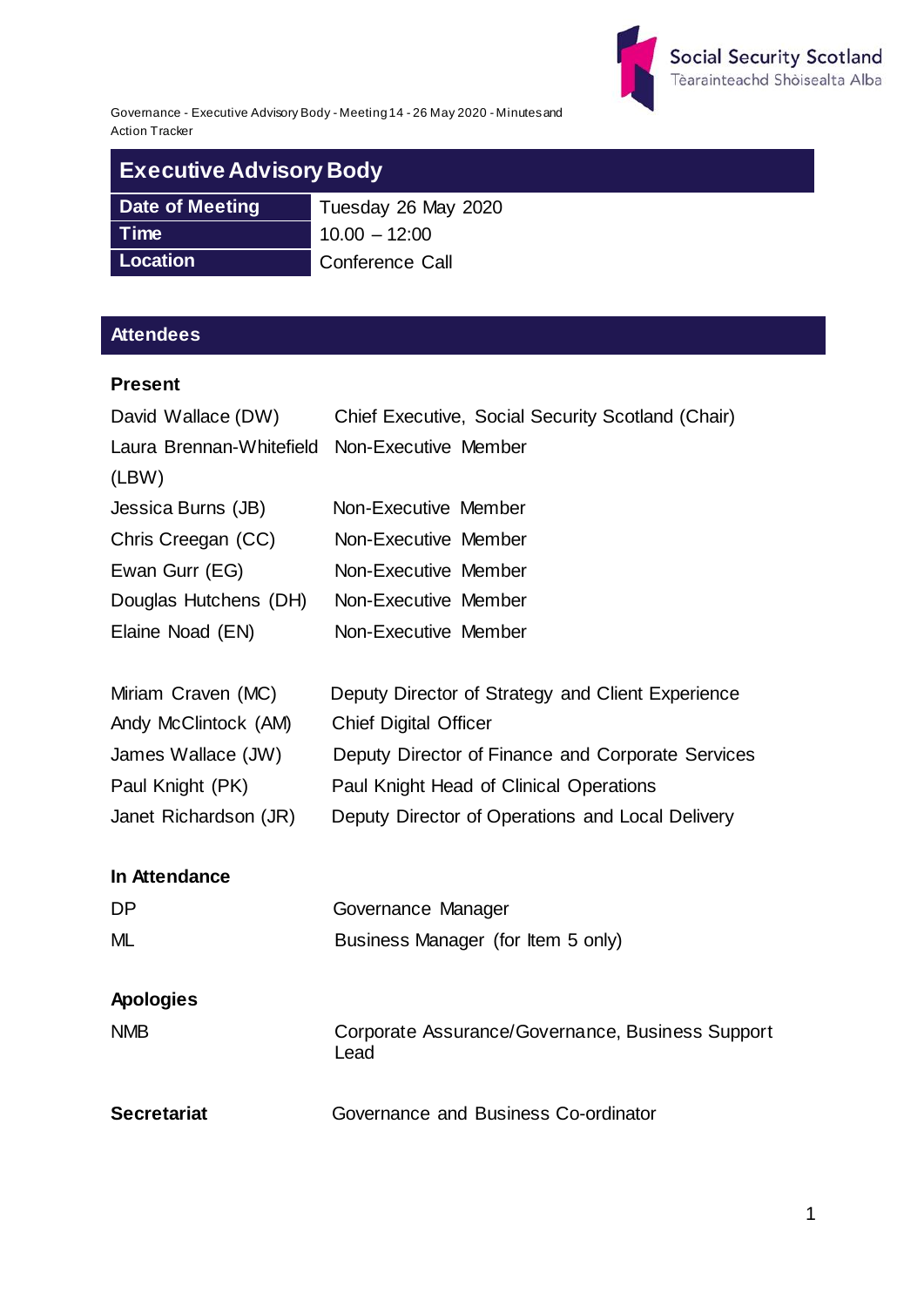Governance - Executive Advisory Body - Meeting 14 - 26 May 2020 - Minutes and Action Tracker

# Executive Advisory Body

| Date of Meeting | Tuesday 26 May 2020 |
|---|---|
| Time | 10.00 – 12:00 |
| Location | Conference Call |

## Attendees

### Present

| | |
|---|---|
| David Wallace (DW) | Chief Executive, Social Security Scotland (Chair) |
| Laura Brennan-Whitefield (LBW) | Non-Executive Member |
| Jessica Burns (JB) | Non-Executive Member |
| Chris Creegan (CC) | Non-Executive Member |
| Ewan Gurr (EG) | Non-Executive Member |
| Douglas Hutchens (DH) | Non-Executive Member |
| Elaine Noad (EN) | Non-Executive Member |
| | |
| Miriam Craven (MC) | Deputy Director of Strategy and Client Experience |
| Andy McClintock (AM) | Chief Digital Officer |
| James Wallace (JW) | Deputy Director of Finance and Corporate Services |
| Paul Knight (PK) | Paul Knight Head of Clinical Operations |
| Janet Richardson (JR) | Deputy Director of Operations and Local Delivery |

### In Attendance

| | |
|---|---|
| DP | Governance Manager |
| ML | Business Manager (for Item 5 only) |

### Apologies

| | |
|---|---|
| NMB | Corporate Assurance/Governance, Business Support Lead |

**Secretariat** Governance and Business Co-ordinator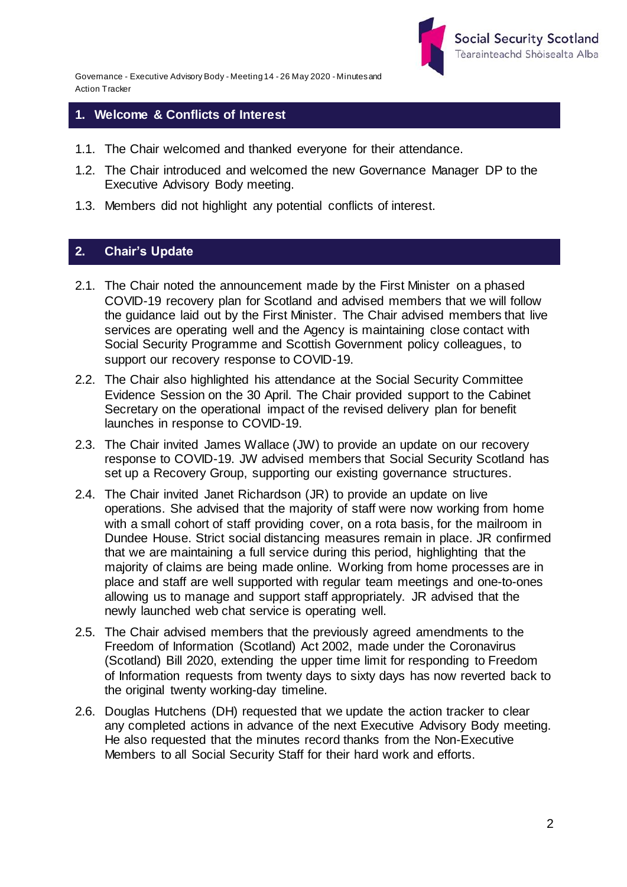## 1. Welcome & Conflicts of Interest

1.1. The Chair welcomed and thanked everyone for their attendance.

1.2. The Chair introduced and welcomed the new Governance Manager DP to the Executive Advisory Body meeting.

1.3. Members did not highlight any potential conflicts of interest.

## 2. Chair's Update

2.1. The Chair noted the announcement made by the First Minister on a phased COVID-19 recovery plan for Scotland and advised members that we will follow the guidance laid out by the First Minister. The Chair advised members that live services are operating well and the Agency is maintaining close contact with Social Security Programme and Scottish Government policy colleagues, to support our recovery response to COVID-19.

2.2. The Chair also highlighted his attendance at the Social Security Committee Evidence Session on the 30 April. The Chair provided support to the Cabinet Secretary on the operational impact of the revised delivery plan for benefit launches in response to COVID-19.

2.3. The Chair invited James Wallace (JW) to provide an update on our recovery response to COVID-19. JW advised members that Social Security Scotland has set up a Recovery Group, supporting our existing governance structures.

2.4. The Chair invited Janet Richardson (JR) to provide an update on live operations. She advised that the majority of staff were now working from home with a small cohort of staff providing cover, on a rota basis, for the mailroom in Dundee House. Strict social distancing measures remain in place. JR confirmed that we are maintaining a full service during this period, highlighting that the majority of claims are being made online. Working from home processes are in place and staff are well supported with regular team meetings and one-to-ones allowing us to manage and support staff appropriately. JR advised that the newly launched web chat service is operating well.

2.5. The Chair advised members that the previously agreed amendments to the Freedom of Information (Scotland) Act 2002, made under the Coronavirus (Scotland) Bill 2020, extending the upper time limit for responding to Freedom of Information requests from twenty days to sixty days has now reverted back to the original twenty working-day timeline.

2.6. Douglas Hutchens (DH) requested that we update the action tracker to clear any completed actions in advance of the next Executive Advisory Body meeting. He also requested that the minutes record thanks from the Non-Executive Members to all Social Security Staff for their hard work and efforts.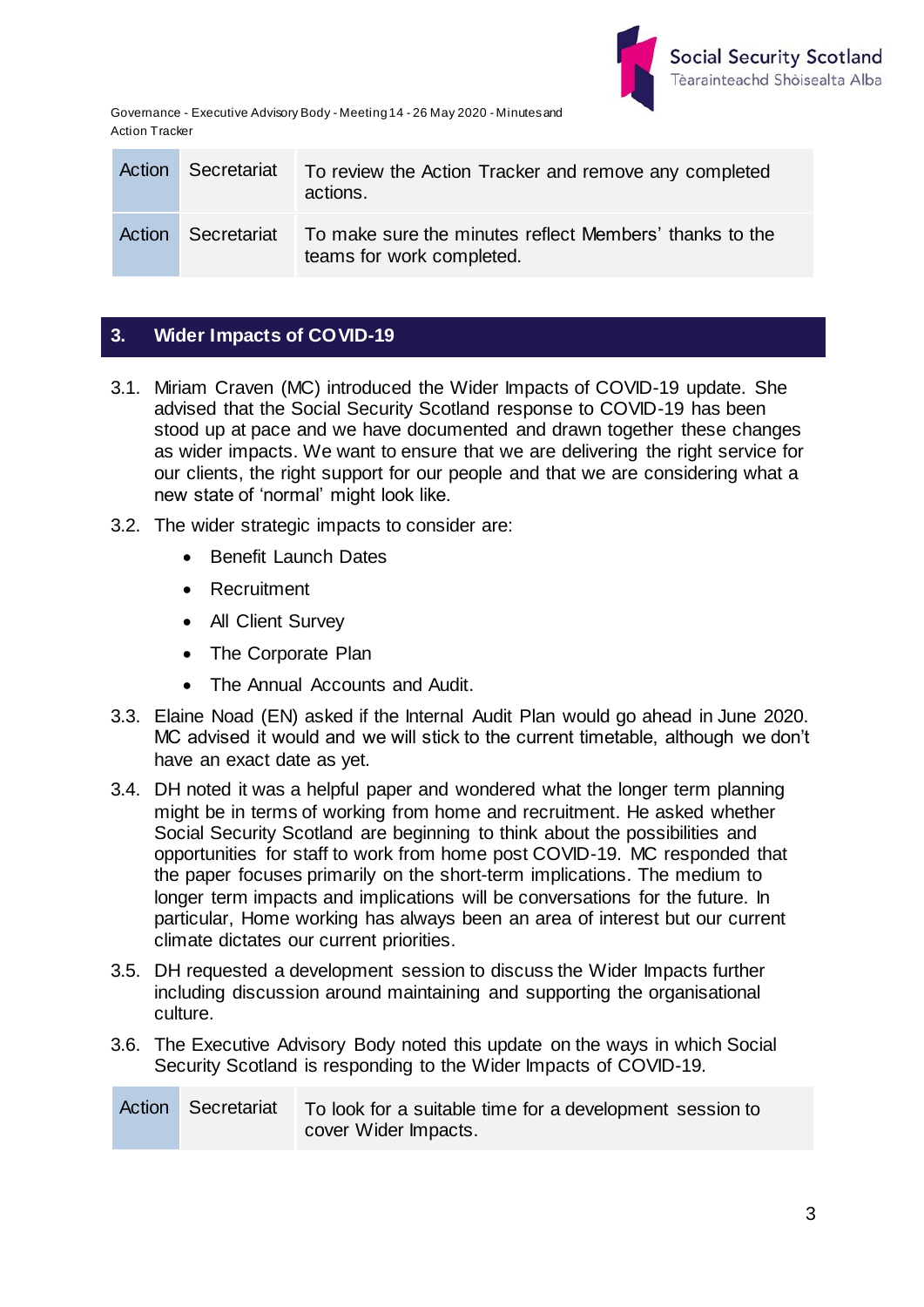| Action | Secretariat | To review the Action Tracker and remove any completed actions. |
| --- | --- | --- |
| Action | Secretariat | To make sure the minutes reflect Members' thanks to the teams for work completed. |

## 3. Wider Impacts of COVID-19

3.1. Miriam Craven (MC) introduced the Wider Impacts of COVID-19 update. She advised that the Social Security Scotland response to COVID-19 has been stood up at pace and we have documented and drawn together these changes as wider impacts. We want to ensure that we are delivering the right service for our clients, the right support for our people and that we are considering what a new state of 'normal' might look like.

3.2. The wider strategic impacts to consider are:

- Benefit Launch Dates
- Recruitment
- All Client Survey
- The Corporate Plan
- The Annual Accounts and Audit.

3.3. Elaine Noad (EN) asked if the Internal Audit Plan would go ahead in June 2020. MC advised it would and we will stick to the current timetable, although we don't have an exact date as yet.

3.4. DH noted it was a helpful paper and wondered what the longer term planning might be in terms of working from home and recruitment. He asked whether Social Security Scotland are beginning to think about the possibilities and opportunities for staff to work from home post COVID-19. MC responded that the paper focuses primarily on the short-term implications. The medium to longer term impacts and implications will be conversations for the future. In particular, Home working has always been an area of interest but our current climate dictates our current priorities.

3.5. DH requested a development session to discuss the Wider Impacts further including discussion around maintaining and supporting the organisational culture.

3.6. The Executive Advisory Body noted this update on the ways in which Social Security Scotland is responding to the Wider Impacts of COVID-19.

| Action | Secretariat | To look for a suitable time for a development session to cover Wider Impacts. |
| --- | --- | --- |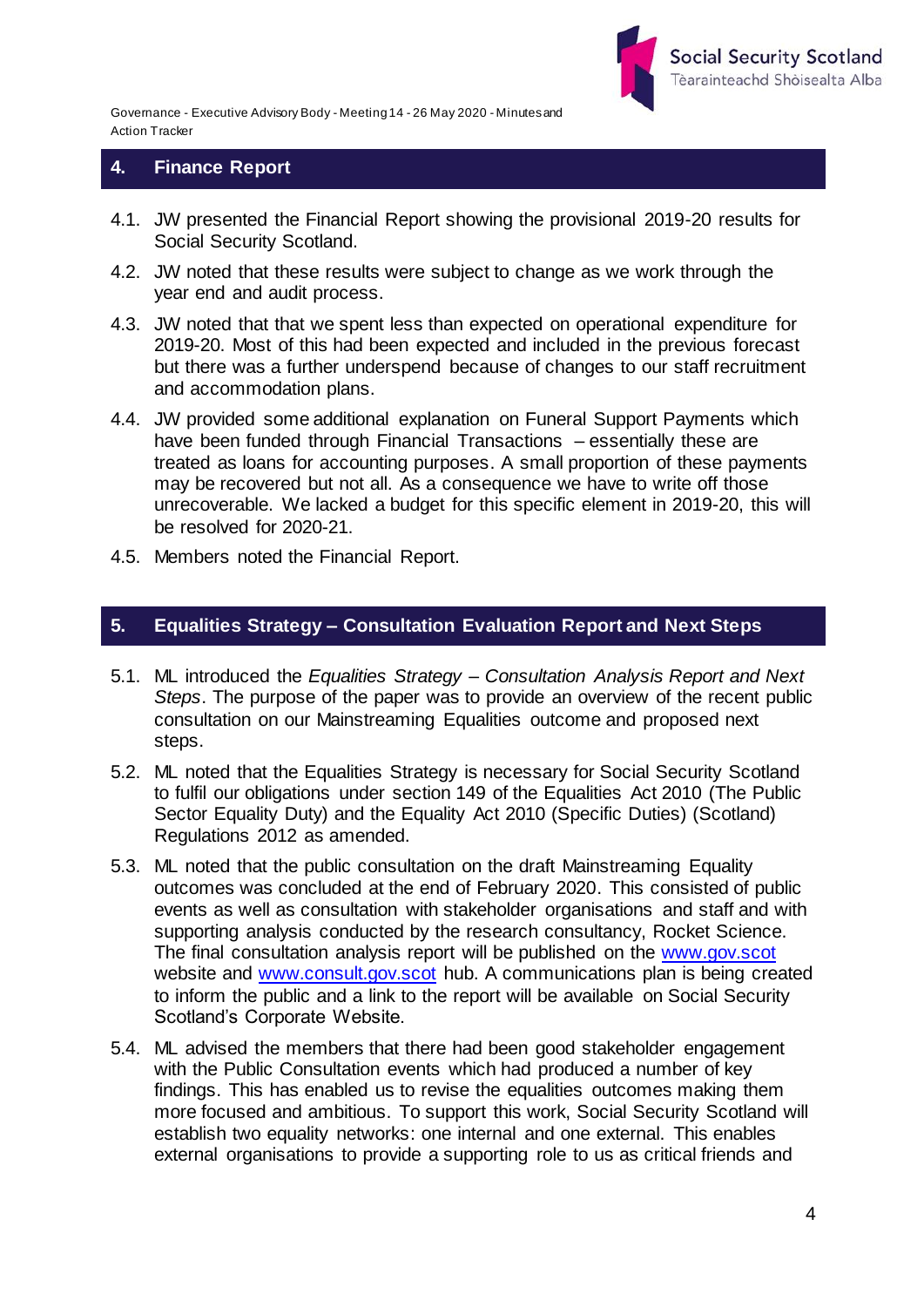## 4. Finance Report

4.1. JW presented the Financial Report showing the provisional 2019-20 results for Social Security Scotland.

4.2. JW noted that these results were subject to change as we work through the year end and audit process.

4.3. JW noted that that we spent less than expected on operational expenditure for 2019-20. Most of this had been expected and included in the previous forecast but there was a further underspend because of changes to our staff recruitment and accommodation plans.

4.4. JW provided some additional explanation on Funeral Support Payments which have been funded through Financial Transactions – essentially these are treated as loans for accounting purposes. A small proportion of these payments may be recovered but not all. As a consequence we have to write off those unrecoverable. We lacked a budget for this specific element in 2019-20, this will be resolved for 2020-21.

4.5. Members noted the Financial Report.

## 5. Equalities Strategy – Consultation Evaluation Report and Next Steps

5.1. ML introduced the *Equalities Strategy – Consultation Analysis Report and Next Steps*. The purpose of the paper was to provide an overview of the recent public consultation on our Mainstreaming Equalities outcome and proposed next steps.

5.2. ML noted that the Equalities Strategy is necessary for Social Security Scotland to fulfil our obligations under section 149 of the Equalities Act 2010 (The Public Sector Equality Duty) and the Equality Act 2010 (Specific Duties) (Scotland) Regulations 2012 as amended.

5.3. ML noted that the public consultation on the draft Mainstreaming Equality outcomes was concluded at the end of February 2020. This consisted of public events as well as consultation with stakeholder organisations and staff and with supporting analysis conducted by the research consultancy, Rocket Science. The final consultation analysis report will be published on the [www.gov.scot](www.gov.scot) website and [www.consult.gov.scot](www.consult.gov.scot) hub. A communications plan is being created to inform the public and a link to the report will be available on Social Security Scotland's Corporate Website.

5.4. ML advised the members that there had been good stakeholder engagement with the Public Consultation events which had produced a number of key findings. This has enabled us to revise the equalities outcomes making them more focused and ambitious. To support this work, Social Security Scotland will establish two equality networks: one internal and one external. This enables external organisations to provide a supporting role to us as critical friends and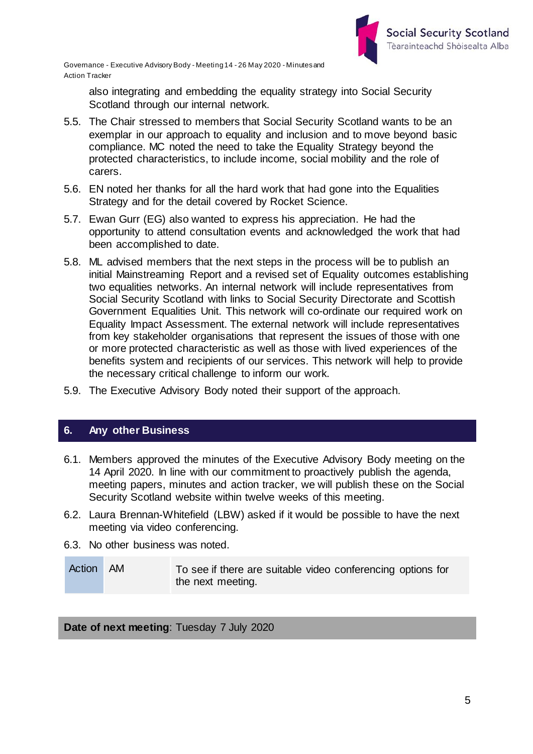also integrating and embedding the equality strategy into Social Security Scotland through our internal network.

5.5. The Chair stressed to members that Social Security Scotland wants to be an exemplar in our approach to equality and inclusion and to move beyond basic compliance. MC noted the need to take the Equality Strategy beyond the protected characteristics, to include income, social mobility and the role of carers.

5.6. EN noted her thanks for all the hard work that had gone into the Equalities Strategy and for the detail covered by Rocket Science.

5.7. Ewan Gurr (EG) also wanted to express his appreciation. He had the opportunity to attend consultation events and acknowledged the work that had been accomplished to date.

5.8. ML advised members that the next steps in the process will be to publish an initial Mainstreaming Report and a revised set of Equality outcomes establishing two equalities networks. An internal network will include representatives from Social Security Scotland with links to Social Security Directorate and Scottish Government Equalities Unit. This network will co-ordinate our required work on Equality Impact Assessment. The external network will include representatives from key stakeholder organisations that represent the issues of those with one or more protected characteristic as well as those with lived experiences of the benefits system and recipients of our services. This network will help to provide the necessary critical challenge to inform our work.

5.9. The Executive Advisory Body noted their support of the approach.

## 6. Any other Business

6.1. Members approved the minutes of the Executive Advisory Body meeting on the 14 April 2020. In line with our commitment to proactively publish the agenda, meeting papers, minutes and action tracker, we will publish these on the Social Security Scotland website within twelve weeks of this meeting.

6.2. Laura Brennan-Whitefield (LBW) asked if it would be possible to have the next meeting via video conferencing.

6.3. No other business was noted.

| Action | AM | To see if there are suitable video conferencing options for the next meeting. |
|---|---|---|

**Date of next meeting**: Tuesday 7 July 2020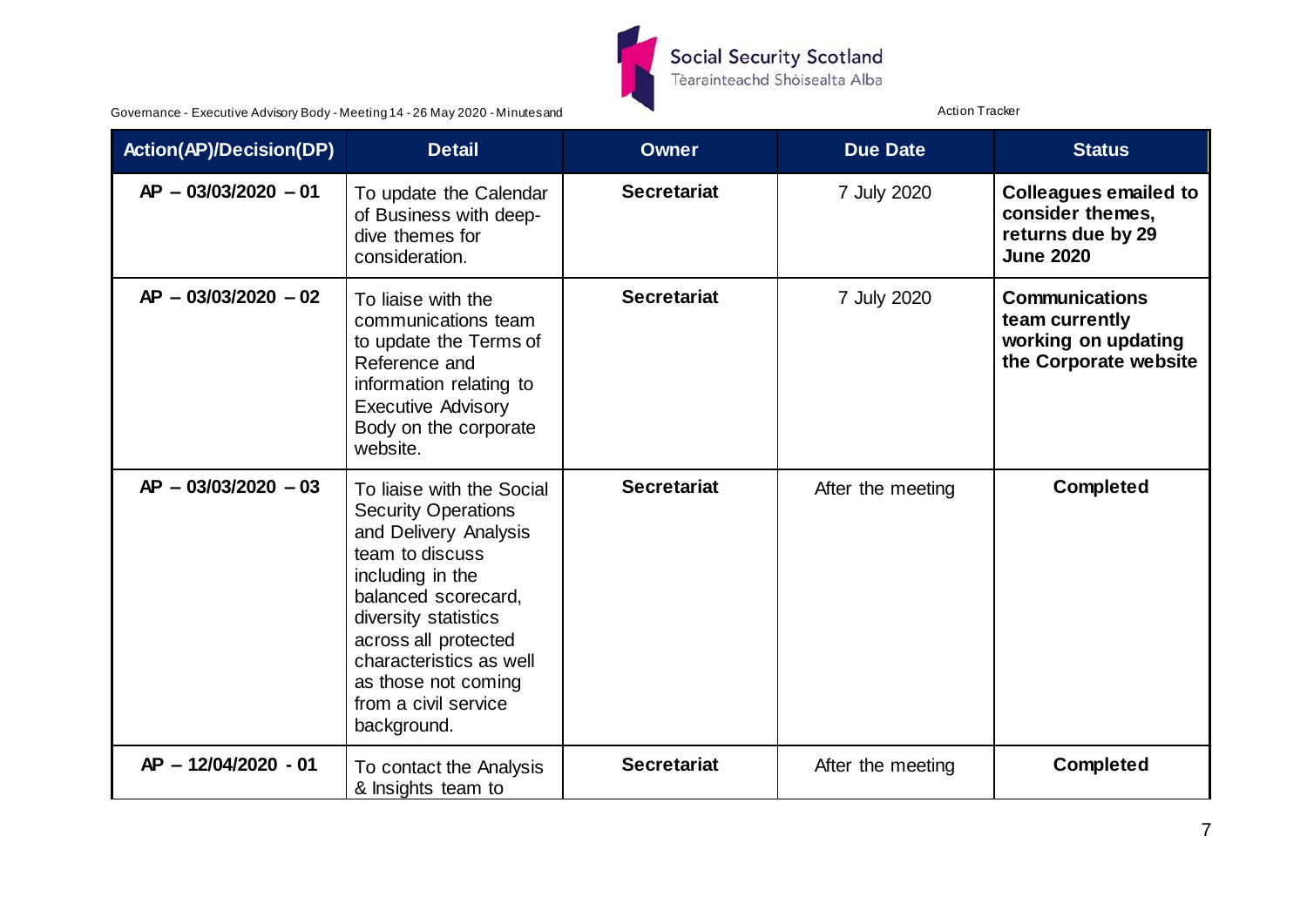| Action(AP)/Decision(DP) | Detail | Owner | Due Date | Status |
|---|---|---|---|---|
| **AP – 03/03/2020 – 01** | To update the Calendar of Business with deep-dive themes for consideration. | **Secretariat** | 7 July 2020 | **Colleagues emailed to consider themes, returns due by 29 June 2020** |
| **AP – 03/03/2020 – 02** | To liaise with the communications team to update the Terms of Reference and information relating to Executive Advisory Body on the corporate website. | **Secretariat** | 7 July 2020 | **Communications team currently working on updating the Corporate website** |
| **AP – 03/03/2020 – 03** | To liaise with the Social Security Operations and Delivery Analysis team to discuss including in the balanced scorecard, diversity statistics across all protected characteristics as well as those not coming from a civil service background. | **Secretariat** | After the meeting | **Completed** |
| **AP – 12/04/2020 - 01** | To contact the Analysis & Insights team to | **Secretariat** | After the meeting | **Completed** |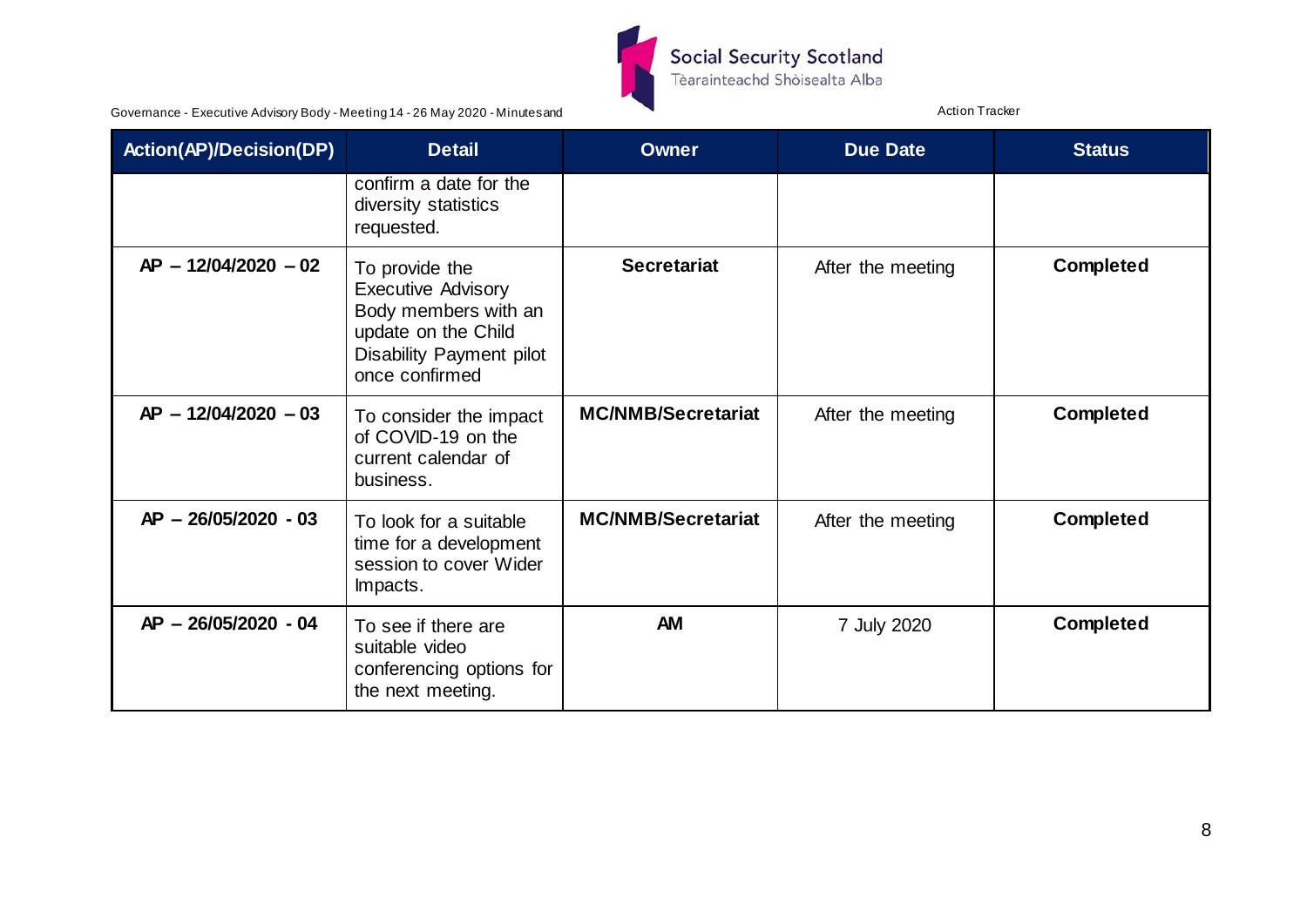| Action(AP)/Decision(DP) | Detail | Owner | Due Date | Status |
|---|---|---|---|---|
| | confirm a date for the diversity statistics requested. | | | |
| **AP – 12/04/2020 – 02** | To provide the Executive Advisory Body members with an update on the Child Disability Payment pilot once confirmed | **Secretariat** | After the meeting | **Completed** |
| **AP – 12/04/2020 – 03** | To consider the impact of COVID-19 on the current calendar of business. | **MC/NMB/Secretariat** | After the meeting | **Completed** |
| **AP – 26/05/2020 - 03** | To look for a suitable time for a development session to cover Wider Impacts. | **MC/NMB/Secretariat** | After the meeting | **Completed** |
| **AP – 26/05/2020 - 04** | To see if there are suitable video conferencing options for the next meeting. | **AM** | 7 July 2020 | **Completed** |